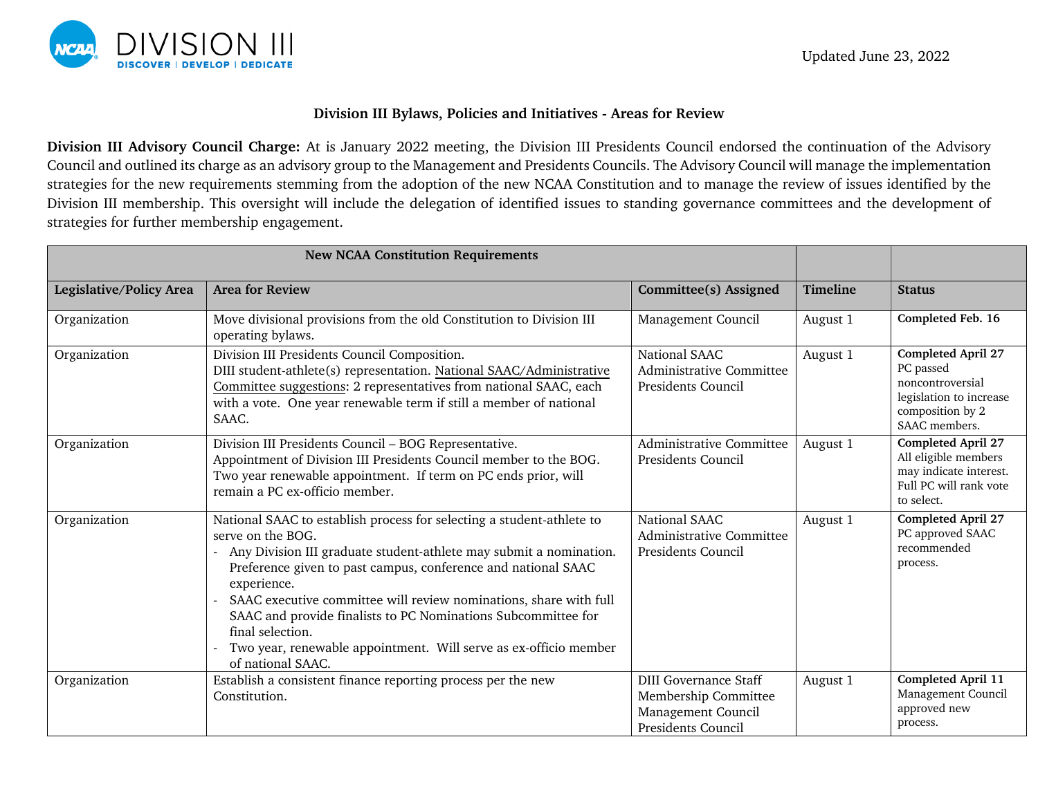Updated June 23, 2022

## Division III Bylaws, Policies and Initiatives - Areas for Review

**Division III Advisory Council Charge:** At is January 2022 meeting, the Division III Presidents Council endorsed the continuation of the Advisory Council and outlined its charge as an advisory group to the Management and Presidents Councils. The Advisory Council will manage the implementation strategies for the new requirements stemming from the adoption of the new NCAA Constitution and to manage the review of issues identified by the Division III membership. This oversight will include the delegation of identified issues to standing governance committees and the development of strategies for further membership engagement.

| **New NCAA Constitution Requirements** | | | | |
|---|---|---|---|---|
| **Legislative/Policy Area** | **Area for Review** | **Committee(s) Assigned** | **Timeline** | **Status** |
| Organization | Move divisional provisions from the old Constitution to Division III operating bylaws. | Management Council | August 1 | **Completed Feb. 16** |
| Organization | Division III Presidents Council Composition.<br>DIII student-athlete(s) representation. National SAAC/Administrative Committee suggestions: 2 representatives from national SAAC, each with a vote. One year renewable term if still a member of national SAAC. | National SAAC<br>Administrative Committee<br>Presidents Council | August 1 | **Completed April 27**<br>PC passed noncontroversial legislation to increase composition by 2 SAAC members. |
| Organization | Division III Presidents Council – BOG Representative.<br>Appointment of Division III Presidents Council member to the BOG. Two year renewable appointment. If term on PC ends prior, will remain a PC ex-officio member. | Administrative Committee<br>Presidents Council | August 1 | **Completed April 27**<br>All eligible members may indicate interest. Full PC will rank vote to select. |
| Organization | National SAAC to establish process for selecting a student-athlete to serve on the BOG.<br>- Any Division III graduate student-athlete may submit a nomination. Preference given to past campus, conference and national SAAC experience.<br>- SAAC executive committee will review nominations, share with full SAAC and provide finalists to PC Nominations Subcommittee for final selection.<br>- Two year, renewable appointment. Will serve as ex-officio member of national SAAC. | National SAAC<br>Administrative Committee<br>Presidents Council | August 1 | **Completed April 27**<br>PC approved SAAC recommended process. |
| Organization | Establish a consistent finance reporting process per the new Constitution. | DIII Governance Staff<br>Membership Committee<br>Management Council<br>Presidents Council | August 1 | **Completed April 11**<br>Management Council approved new process. |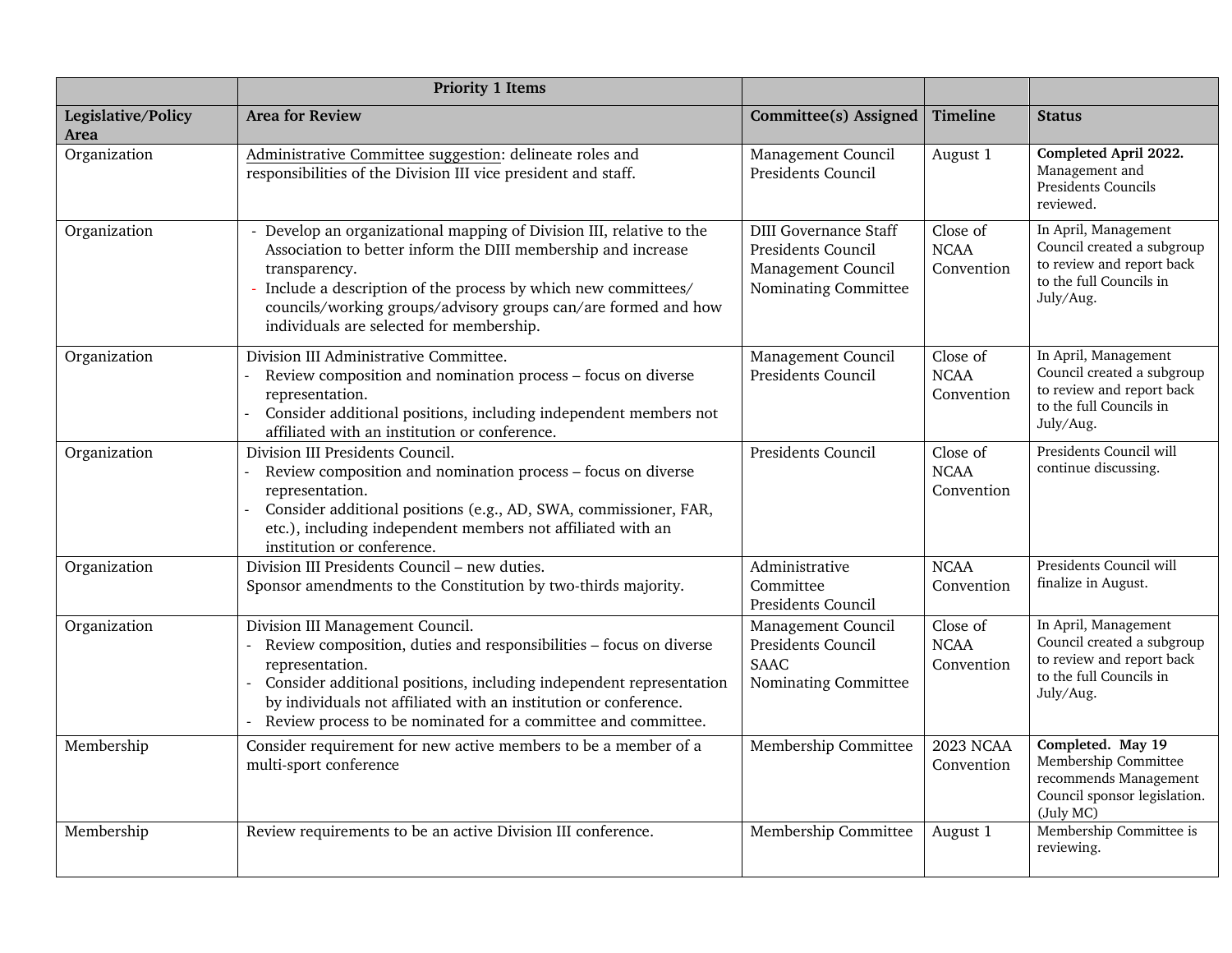| | Priority 1 Items | | | |
|---|---|---|---|---|
| **Legislative/Policy Area** | **Area for Review** | **Committee(s) Assigned** | **Timeline** | **Status** |
| Organization | Administrative Committee suggestion: delineate roles and responsibilities of the Division III vice president and staff. | Management Council<br>Presidents Council | August 1 | **Completed April 2022.** Management and Presidents Councils reviewed. |
| Organization | - Develop an organizational mapping of Division III, relative to the Association to better inform the DIII membership and increase transparency.<br>- Include a description of the process by which new committees/ councils/working groups/advisory groups can/are formed and how individuals are selected for membership. | DIII Governance Staff<br>Presidents Council<br>Management Council<br>Nominating Committee | Close of NCAA Convention | In April, Management Council created a subgroup to review and report back to the full Councils in July/Aug. |
| Organization | Division III Administrative Committee.<br>- Review composition and nomination process – focus on diverse representation.<br>- Consider additional positions, including independent members not affiliated with an institution or conference. | Management Council<br>Presidents Council | Close of NCAA Convention | In April, Management Council created a subgroup to review and report back to the full Councils in July/Aug. |
| Organization | Division III Presidents Council.<br>- Review composition and nomination process – focus on diverse representation.<br>- Consider additional positions (e.g., AD, SWA, commissioner, FAR, etc.), including independent members not affiliated with an institution or conference. | Presidents Council | Close of NCAA Convention | Presidents Council will continue discussing. |
| Organization | Division III Presidents Council – new duties.<br>Sponsor amendments to the Constitution by two-thirds majority. | Administrative Committee<br>Presidents Council | NCAA Convention | Presidents Council will finalize in August. |
| Organization | Division III Management Council.<br>- Review composition, duties and responsibilities – focus on diverse representation.<br>- Consider additional positions, including independent representation by individuals not affiliated with an institution or conference.<br>- Review process to be nominated for a committee and committee. | Management Council<br>Presidents Council<br>SAAC<br>Nominating Committee | Close of NCAA Convention | In April, Management Council created a subgroup to review and report back to the full Councils in July/Aug. |
| Membership | Consider requirement for new active members to be a member of a multi-sport conference | Membership Committee | 2023 NCAA Convention | **Completed. May 19** Membership Committee recommends Management Council sponsor legislation. (July MC) |
| Membership | Review requirements to be an active Division III conference. | Membership Committee | August 1 | Membership Committee is reviewing. |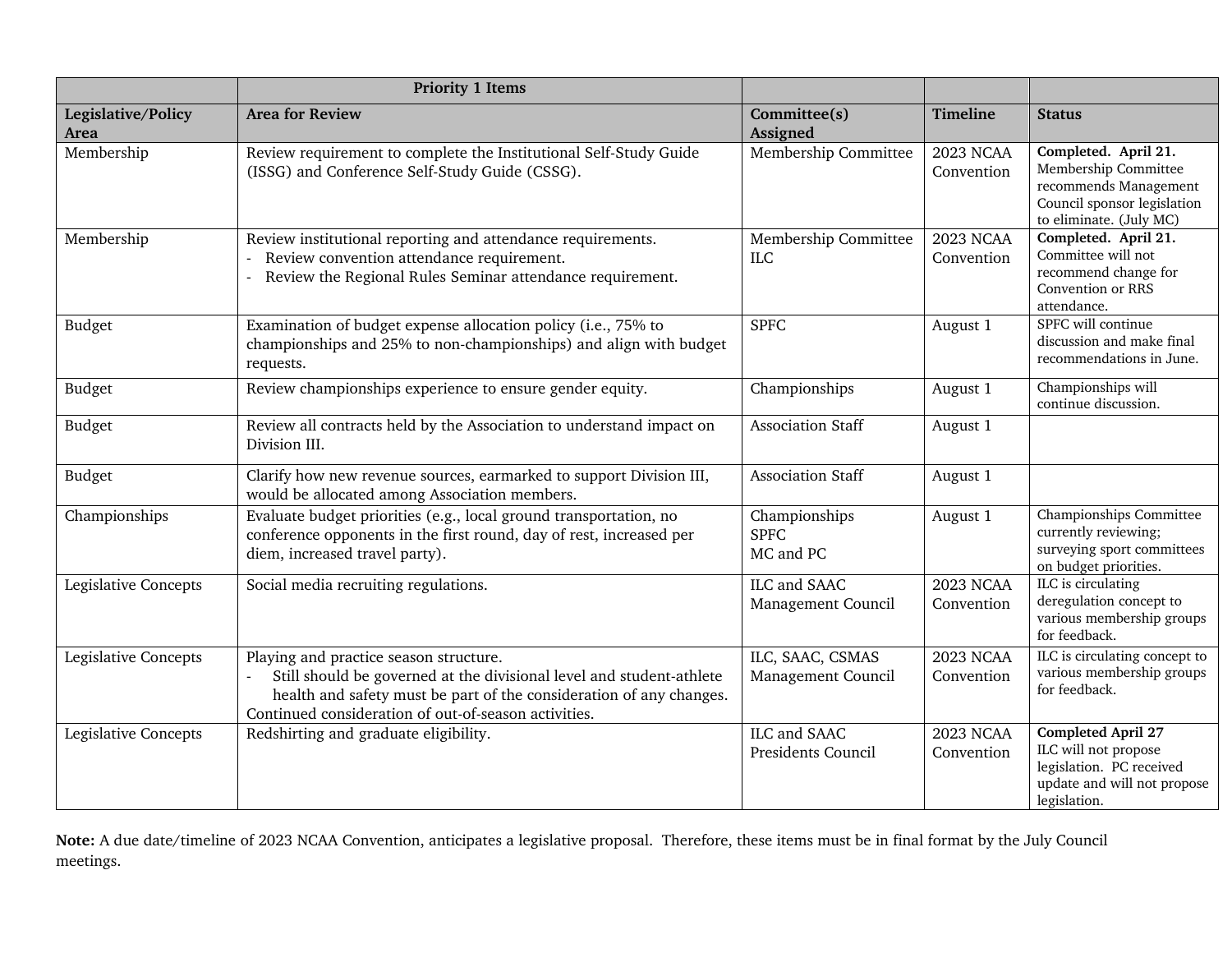| | Priority 1 Items | | | |
|---|---|---|---|---|
| **Legislative/Policy Area** | **Area for Review** | **Committee(s) Assigned** | **Timeline** | **Status** |
| Membership | Review requirement to complete the Institutional Self-Study Guide (ISSG) and Conference Self-Study Guide (CSSG). | Membership Committee | 2023 NCAA Convention | **Completed. April 21.** Membership Committee recommends Management Council sponsor legislation to eliminate. (July MC) |
| Membership | Review institutional reporting and attendance requirements.<br>- Review convention attendance requirement.<br>- Review the Regional Rules Seminar attendance requirement. | Membership Committee<br>ILC | 2023 NCAA Convention | **Completed. April 21.** Committee will not recommend change for Convention or RRS attendance. |
| Budget | Examination of budget expense allocation policy (i.e., 75% to championships and 25% to non-championships) and align with budget requests. | SPFC | August 1 | SPFC will continue discussion and make final recommendations in June. |
| Budget | Review championships experience to ensure gender equity. | Championships | August 1 | Championships will continue discussion. |
| Budget | Review all contracts held by the Association to understand impact on Division III. | Association Staff | August 1 | |
| Budget | Clarify how new revenue sources, earmarked to support Division III, would be allocated among Association members. | Association Staff | August 1 | |
| Championships | Evaluate budget priorities (e.g., local ground transportation, no conference opponents in the first round, day of rest, increased per diem, increased travel party). | Championships<br>SPFC<br>MC and PC | August 1 | Championships Committee currently reviewing; surveying sport committees on budget priorities. |
| Legislative Concepts | Social media recruiting regulations. | ILC and SAAC<br>Management Council | 2023 NCAA Convention | ILC is circulating deregulation concept to various membership groups for feedback. |
| Legislative Concepts | Playing and practice season structure.<br>- Still should be governed at the divisional level and student-athlete health and safety must be part of the consideration of any changes.<br>Continued consideration of out-of-season activities. | ILC, SAAC, CSMAS<br>Management Council | 2023 NCAA Convention | ILC is circulating concept to various membership groups for feedback. |
| Legislative Concepts | Redshirting and graduate eligibility. | ILC and SAAC<br>Presidents Council | 2023 NCAA Convention | **Completed April 27** ILC will not propose legislation. PC received update and will not propose legislation. |

**Note:** A due date/timeline of 2023 NCAA Convention, anticipates a legislative proposal. Therefore, these items must be in final format by the July Council meetings.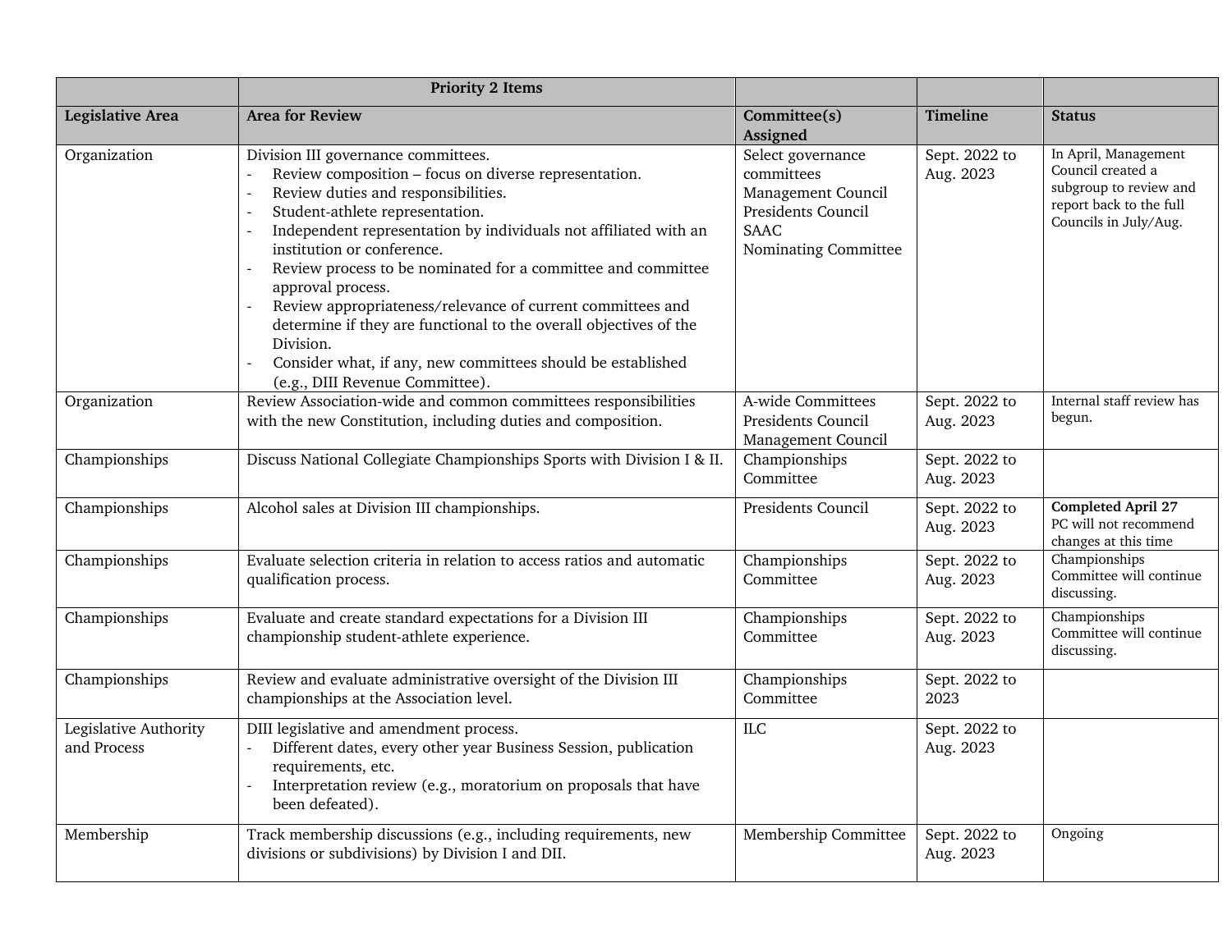| | Priority 2 Items | | | |
|---|---|---|---|---|
| **Legislative Area** | **Area for Review** | **Committee(s) Assigned** | **Timeline** | **Status** |
| Organization | Division III governance committees.<br>- Review composition – focus on diverse representation.<br>- Review duties and responsibilities.<br>- Student-athlete representation.<br>- Independent representation by individuals not affiliated with an institution or conference.<br>- Review process to be nominated for a committee and committee approval process.<br>- Review appropriateness/relevance of current committees and determine if they are functional to the overall objectives of the Division.<br>- Consider what, if any, new committees should be established (e.g., DIII Revenue Committee). | Select governance committees<br>Management Council<br>Presidents Council<br>SAAC<br>Nominating Committee | Sept. 2022 to Aug. 2023 | In April, Management Council created a subgroup to review and report back to the full Councils in July/Aug. |
| Organization | Review Association-wide and common committees responsibilities with the new Constitution, including duties and composition. | A-wide Committees<br>Presidents Council<br>Management Council | Sept. 2022 to Aug. 2023 | Internal staff review has begun. |
| Championships | Discuss National Collegiate Championships Sports with Division I & II. | Championships Committee | Sept. 2022 to Aug. 2023 | |
| Championships | Alcohol sales at Division III championships. | Presidents Council | Sept. 2022 to Aug. 2023 | **Completed April 27**<br>PC will not recommend changes at this time |
| Championships | Evaluate selection criteria in relation to access ratios and automatic qualification process. | Championships Committee | Sept. 2022 to Aug. 2023 | Championships Committee will continue discussing. |
| Championships | Evaluate and create standard expectations for a Division III championship student-athlete experience. | Championships Committee | Sept. 2022 to Aug. 2023 | Championships Committee will continue discussing. |
| Championships | Review and evaluate administrative oversight of the Division III championships at the Association level. | Championships Committee | Sept. 2022 to 2023 | |
| Legislative Authority and Process | DIII legislative and amendment process.<br>- Different dates, every other year Business Session, publication requirements, etc.<br>- Interpretation review (e.g., moratorium on proposals that have been defeated). | ILC | Sept. 2022 to Aug. 2023 | |
| Membership | Track membership discussions (e.g., including requirements, new divisions or subdivisions) by Division I and DII. | Membership Committee | Sept. 2022 to Aug. 2023 | Ongoing |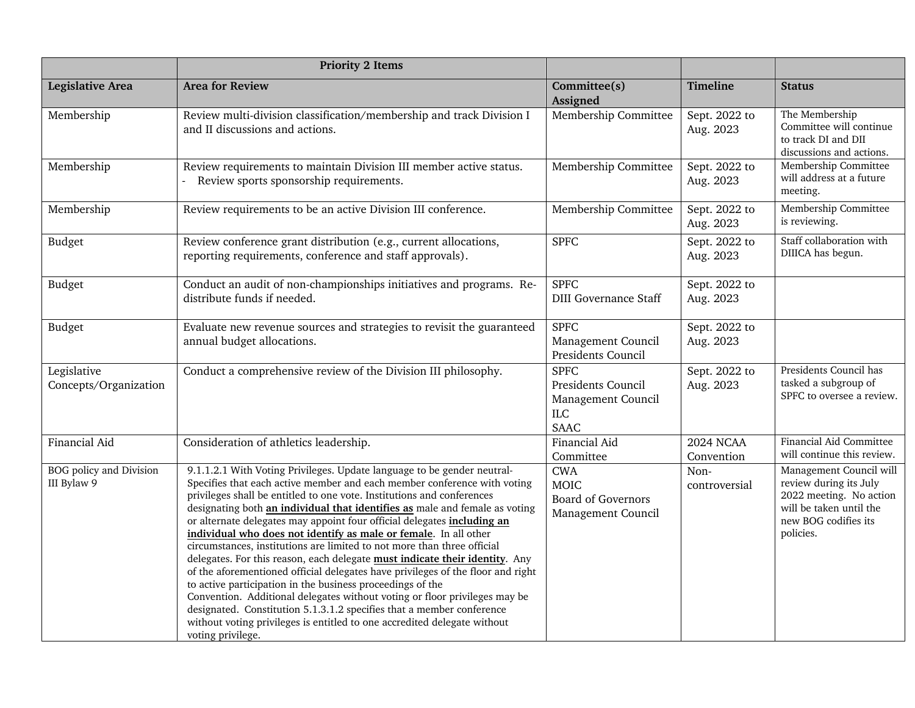| | Priority 2 Items | | | |
|---|---|---|---|---|
| **Legislative Area** | **Area for Review** | **Committee(s) Assigned** | **Timeline** | **Status** |
| Membership | Review multi-division classification/membership and track Division I and II discussions and actions. | Membership Committee | Sept. 2022 to Aug. 2023 | The Membership Committee will continue to track DI and DII discussions and actions. |
| Membership | Review requirements to maintain Division III member active status.<br>- Review sports sponsorship requirements. | Membership Committee | Sept. 2022 to Aug. 2023 | Membership Committee will address at a future meeting. |
| Membership | Review requirements to be an active Division III conference. | Membership Committee | Sept. 2022 to Aug. 2023 | Membership Committee is reviewing. |
| Budget | Review conference grant distribution (e.g., current allocations, reporting requirements, conference and staff approvals). | SPFC | Sept. 2022 to Aug. 2023 | Staff collaboration with DIIICA has begun. |
| Budget | Conduct an audit of non-championships initiatives and programs. Re-distribute funds if needed. | SPFC<br>DIII Governance Staff | Sept. 2022 to Aug. 2023 | |
| Budget | Evaluate new revenue sources and strategies to revisit the guaranteed annual budget allocations. | SPFC<br>Management Council<br>Presidents Council | Sept. 2022 to Aug. 2023 | |
| Legislative Concepts/Organization | Conduct a comprehensive review of the Division III philosophy. | SPFC<br>Presidents Council<br>Management Council<br>ILC<br>SAAC | Sept. 2022 to Aug. 2023 | Presidents Council has tasked a subgroup of SPFC to oversee a review. |
| Financial Aid | Consideration of athletics leadership. | Financial Aid Committee | 2024 NCAA Convention | Financial Aid Committee will continue this review. |
| BOG policy and Division III Bylaw 9 | 9.1.1.2.1 With Voting Privileges. Update language to be gender neutral- Specifies that each active member and each member conference with voting privileges shall be entitled to one vote. Institutions and conferences designating both **an individual that identifies as** male and female as voting or alternate delegates may appoint four official delegates **including an individual who does not identify as male or female**. In all other circumstances, institutions are limited to not more than three official delegates. For this reason, each delegate **must indicate their identity**. Any of the aforementioned official delegates have privileges of the floor and right to active participation in the business proceedings of the Convention. Additional delegates without voting or floor privileges may be designated. Constitution 5.1.3.1.2 specifies that a member conference without voting privileges is entitled to one accredited delegate without voting privilege. | CWA<br>MOIC<br>Board of Governors<br>Management Council | Non-controversial | Management Council will review during its July 2022 meeting. No action will be taken until the new BOG codifies its policies. |